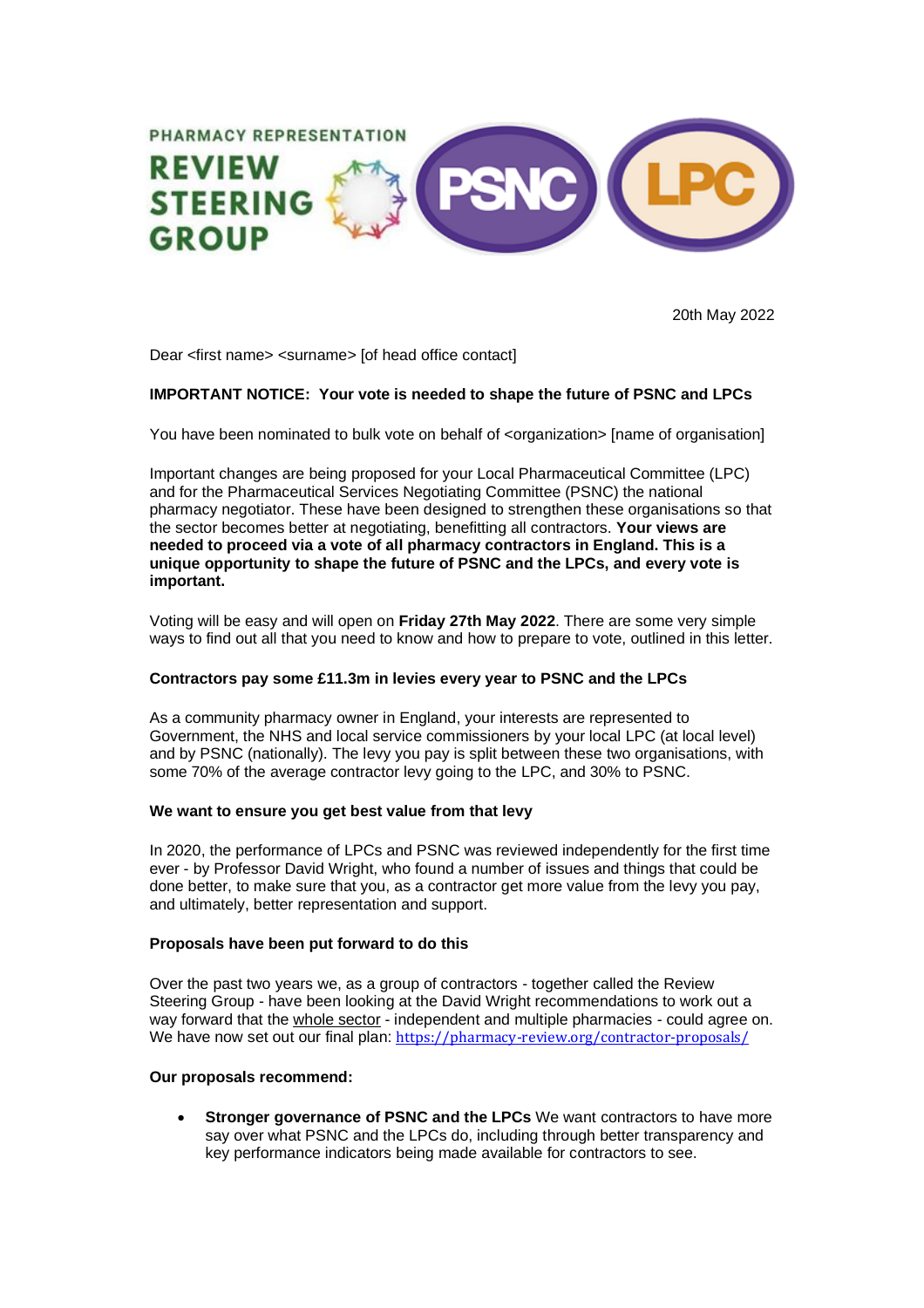PHARMACY REPRESENTATION
REVIEW STEERING GROUP

PSNC LPC

20th May 2022

Dear <first name> <surname> [of head office contact]

**IMPORTANT NOTICE: Your vote is needed to shape the future of PSNC and LPCs**

You have been nominated to bulk vote on behalf of <organization> [name of organisation]

Important changes are being proposed for your Local Pharmaceutical Committee (LPC) and for the Pharmaceutical Services Negotiating Committee (PSNC) the national pharmacy negotiator. These have been designed to strengthen these organisations so that the sector becomes better at negotiating, benefitting all contractors. **Your views are needed to proceed via a vote of all pharmacy contractors in England. This is a unique opportunity to shape the future of PSNC and the LPCs, and every vote is important.**

Voting will be easy and will open on **Friday 27th May 2022**. There are some very simple ways to find out all that you need to know and how to prepare to vote, outlined in this letter.

**Contractors pay some £11.3m in levies every year to PSNC and the LPCs**

As a community pharmacy owner in England, your interests are represented to Government, the NHS and local service commissioners by your local LPC (at local level) and by PSNC (nationally). The levy you pay is split between these two organisations, with some 70% of the average contractor levy going to the LPC, and 30% to PSNC.

**We want to ensure you get best value from that levy**

In 2020, the performance of LPCs and PSNC was reviewed independently for the first time ever - by Professor David Wright, who found a number of issues and things that could be done better, to make sure that you, as a contractor get more value from the levy you pay, and ultimately, better representation and support.

**Proposals have been put forward to do this**

Over the past two years we, as a group of contractors - together called the Review Steering Group - have been looking at the David Wright recommendations to work out a way forward that the whole sector - independent and multiple pharmacies - could agree on. We have now set out our final plan: https://pharmacy-review.org/contractor-proposals/

**Our proposals recommend:**

- **Stronger governance of PSNC and the LPCs** We want contractors to have more say over what PSNC and the LPCs do, including through better transparency and key performance indicators being made available for contractors to see.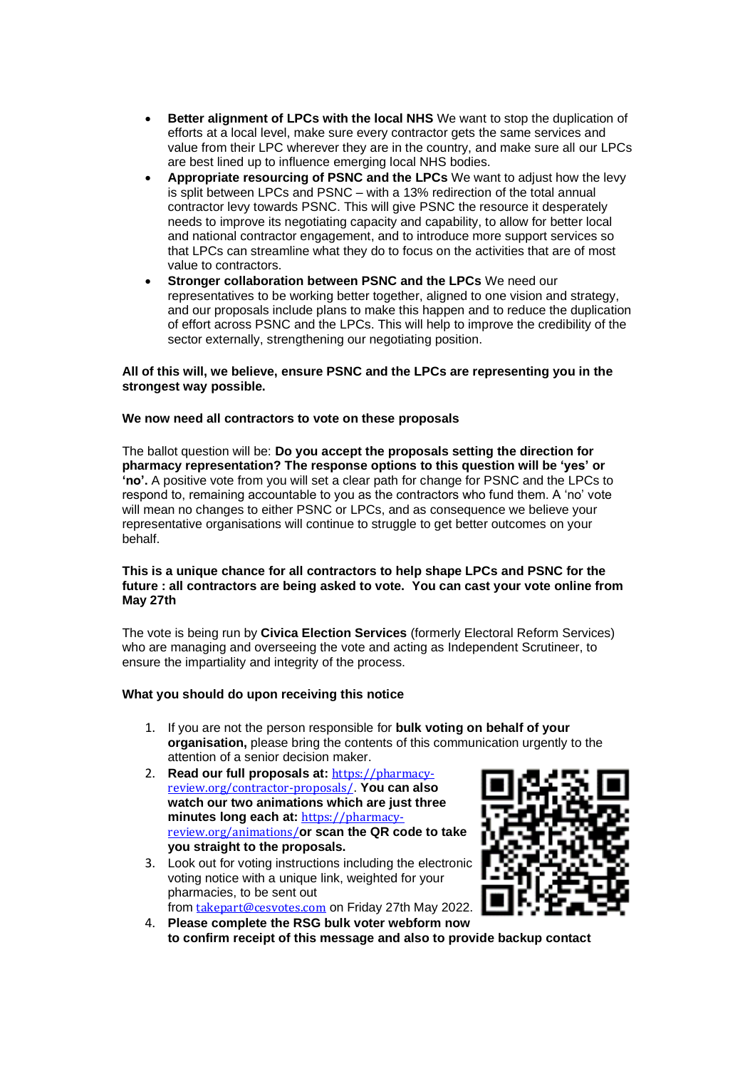- **Better alignment of LPCs with the local NHS** We want to stop the duplication of efforts at a local level, make sure every contractor gets the same services and value from their LPC wherever they are in the country, and make sure all our LPCs are best lined up to influence emerging local NHS bodies.
- **Appropriate resourcing of PSNC and the LPCs** We want to adjust how the levy is split between LPCs and PSNC – with a 13% redirection of the total annual contractor levy towards PSNC. This will give PSNC the resource it desperately needs to improve its negotiating capacity and capability, to allow for better local and national contractor engagement, and to introduce more support services so that LPCs can streamline what they do to focus on the activities that are of most value to contractors.
- **Stronger collaboration between PSNC and the LPCs** We need our representatives to be working better together, aligned to one vision and strategy, and our proposals include plans to make this happen and to reduce the duplication of effort across PSNC and the LPCs. This will help to improve the credibility of the sector externally, strengthening our negotiating position.

**All of this will, we believe, ensure PSNC and the LPCs are representing you in the strongest way possible.**

**We now need all contractors to vote on these proposals**

The ballot question will be: **Do you accept the proposals setting the direction for pharmacy representation? The response options to this question will be 'yes' or 'no'.** A positive vote from you will set a clear path for change for PSNC and the LPCs to respond to, remaining accountable to you as the contractors who fund them. A 'no' vote will mean no changes to either PSNC or LPCs, and as consequence we believe your representative organisations will continue to struggle to get better outcomes on your behalf.

**This is a unique chance for all contractors to help shape LPCs and PSNC for the future : all contractors are being asked to vote. You can cast your vote online from May 27th**

The vote is being run by **Civica Election Services** (formerly Electoral Reform Services) who are managing and overseeing the vote and acting as Independent Scrutineer, to ensure the impartiality and integrity of the process.

**What you should do upon receiving this notice**

1. If you are not the person responsible for **bulk voting on behalf of your organisation,** please bring the contents of this communication urgently to the attention of a senior decision maker.
2. **Read our full proposals at:** https://pharmacy-review.org/contractor-proposals/. **You can also watch our two animations which are just three minutes long each at:** https://pharmacy-review.org/animations/**or scan the QR code to take you straight to the proposals.**
3. Look out for voting instructions including the electronic voting notice with a unique link, weighted for your pharmacies, to be sent out from takepart@cesvotes.com on Friday 27th May 2022.
4. **Please complete the RSG bulk voter webform now to confirm receipt of this message and also to provide backup contact**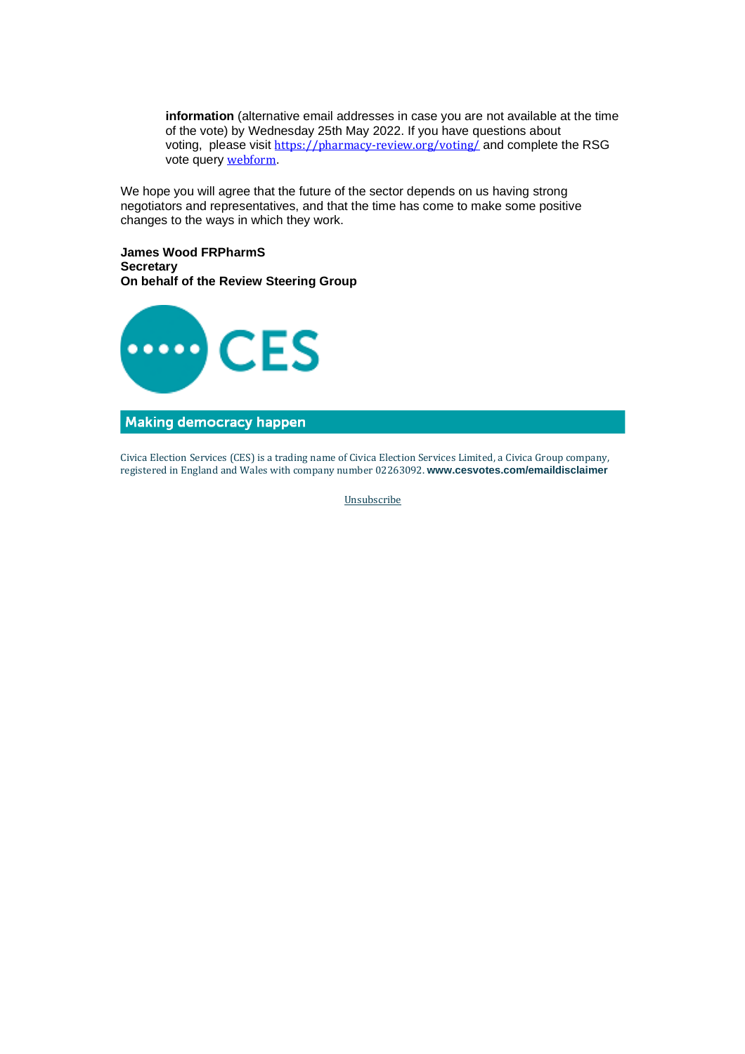**information** (alternative email addresses in case you are not available at the time of the vote) by Wednesday 25th May 2022. If you have questions about voting, please visit https://pharmacy-review.org/voting/ and complete the RSG vote query webform.

We hope you will agree that the future of the sector depends on us having strong negotiators and representatives, and that the time has come to make some positive changes to the ways in which they work.

**James Wood FRPharmS**
**Secretary**
**On behalf of the Review Steering Group**

CES

**Making democracy happen**

Civica Election Services (CES) is a trading name of Civica Election Services Limited, a Civica Group company, registered in England and Wales with company number 02263092. **www.cesvotes.com/emaildisclaimer**

Unsubscribe